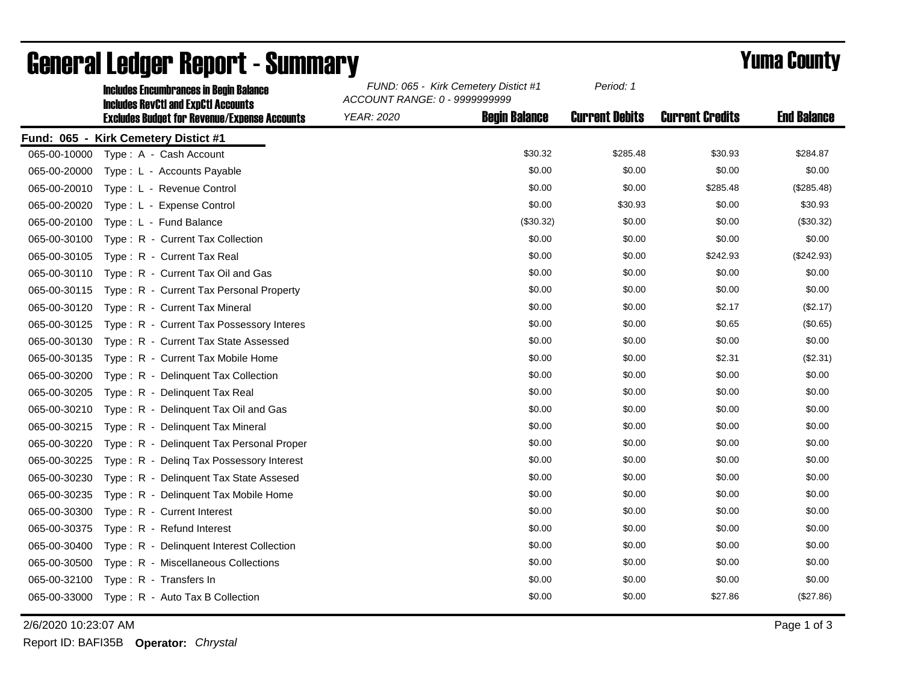# General Ledger Report - Summary

## Yuma County

**Includes Encumbrances in Begin Balance**
**Includes RevCtl and ExpCtl Accounts**
**Excludes Budget for Revenue/Expense Accounts**

*FUND: 065 - Kirk Cemetery Distict #1* *Period: 1*
*ACCOUNT RANGE: 0 - 9999999999*
*YEAR: 2020*

**Fund: 065 - Kirk Cemetery Distict #1**

| Account | Description | Begin Balance | Current Debits | Current Credits | End Balance |
|---|---|---|---|---|---|
| 065-00-10000 | Type : A - Cash Account | $30.32 | $285.48 | $30.93 | $284.87 |
| 065-00-20000 | Type : L - Accounts Payable | $0.00 | $0.00 | $0.00 | $0.00 |
| 065-00-20010 | Type : L - Revenue Control | $0.00 | $0.00 | $285.48 | ($285.48) |
| 065-00-20020 | Type : L - Expense Control | $0.00 | $30.93 | $0.00 | $30.93 |
| 065-00-20100 | Type : L - Fund Balance | ($30.32) | $0.00 | $0.00 | ($30.32) |
| 065-00-30100 | Type : R - Current Tax Collection | $0.00 | $0.00 | $0.00 | $0.00 |
| 065-00-30105 | Type : R - Current Tax Real | $0.00 | $0.00 | $242.93 | ($242.93) |
| 065-00-30110 | Type : R - Current Tax Oil and Gas | $0.00 | $0.00 | $0.00 | $0.00 |
| 065-00-30115 | Type : R - Current Tax Personal Property | $0.00 | $0.00 | $0.00 | $0.00 |
| 065-00-30120 | Type : R - Current Tax Mineral | $0.00 | $0.00 | $2.17 | ($2.17) |
| 065-00-30125 | Type : R - Current Tax Possessory Interes | $0.00 | $0.00 | $0.65 | ($0.65) |
| 065-00-30130 | Type : R - Current Tax State Assessed | $0.00 | $0.00 | $0.00 | $0.00 |
| 065-00-30135 | Type : R - Current Tax Mobile Home | $0.00 | $0.00 | $2.31 | ($2.31) |
| 065-00-30200 | Type : R - Delinquent Tax Collection | $0.00 | $0.00 | $0.00 | $0.00 |
| 065-00-30205 | Type : R - Delinquent Tax Real | $0.00 | $0.00 | $0.00 | $0.00 |
| 065-00-30210 | Type : R - Delinquent Tax Oil and Gas | $0.00 | $0.00 | $0.00 | $0.00 |
| 065-00-30215 | Type : R - Delinquent Tax Mineral | $0.00 | $0.00 | $0.00 | $0.00 |
| 065-00-30220 | Type : R - Delinquent Tax Personal Proper | $0.00 | $0.00 | $0.00 | $0.00 |
| 065-00-30225 | Type : R - Delinq Tax Possessory Interest | $0.00 | $0.00 | $0.00 | $0.00 |
| 065-00-30230 | Type : R - Delinquent Tax State Assesed | $0.00 | $0.00 | $0.00 | $0.00 |
| 065-00-30235 | Type : R - Delinquent Tax Mobile Home | $0.00 | $0.00 | $0.00 | $0.00 |
| 065-00-30300 | Type : R - Current Interest | $0.00 | $0.00 | $0.00 | $0.00 |
| 065-00-30375 | Type : R - Refund Interest | $0.00 | $0.00 | $0.00 | $0.00 |
| 065-00-30400 | Type : R - Delinquent Interest Collection | $0.00 | $0.00 | $0.00 | $0.00 |
| 065-00-30500 | Type : R - Miscellaneous Collections | $0.00 | $0.00 | $0.00 | $0.00 |
| 065-00-32100 | Type : R - Transfers In | $0.00 | $0.00 | $0.00 | $0.00 |
| 065-00-33000 | Type : R - Auto Tax B Collection | $0.00 | $0.00 | $27.86 | ($27.86) |

2/6/2020 10:23:07 AM

Report ID: BAFI35B **Operator:** *Chrystal*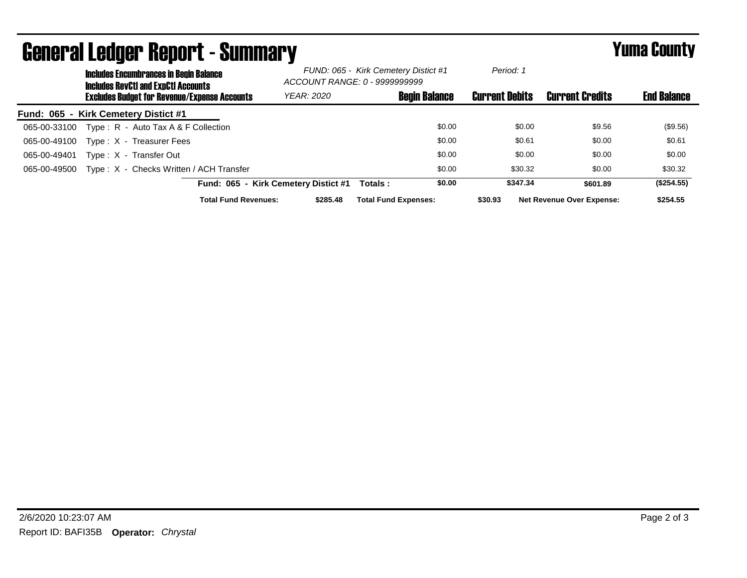# General Ledger Report - Summary

## Yuma County

**Includes Encumbrances in Begin Balance**
**Includes RevCtl and ExpCtl Accounts**
**Excludes Budget for Revenue/Expense Accounts**

*FUND: 065 - Kirk Cemetery Distict #1*
*ACCOUNT RANGE: 0 - 9999999999*
*YEAR: 2020*
*Period: 1*

**Fund: 065 - Kirk Cemetery Distict #1**

| Account | Description | Begin Balance | Current Debits | Current Credits | End Balance |
|---|---|---|---|---|---|
| 065-00-33100 | Type : R - Auto Tax A & F Collection | $0.00 | $0.00 | $9.56 | ($9.56) |
| 065-00-49100 | Type : X - Treasurer Fees | $0.00 | $0.61 | $0.00 | $0.61 |
| 065-00-49401 | Type : X - Transfer Out | $0.00 | $0.00 | $0.00 | $0.00 |
| 065-00-49500 | Type : X - Checks Written / ACH Transfer | $0.00 | $30.32 | $0.00 | $30.32 |
| | **Fund: 065 - Kirk Cemetery Distict #1 Totals :** | **$0.00** | **$347.34** | **$601.89** | **($254.55)** |

**Total Fund Revenues:** $285.48 **Total Fund Expenses:** $30.93 **Net Revenue Over Expense:** $254.55

2/6/2020 10:23:07 AM

Report ID: BAFI35B **Operator:** *Chrystal*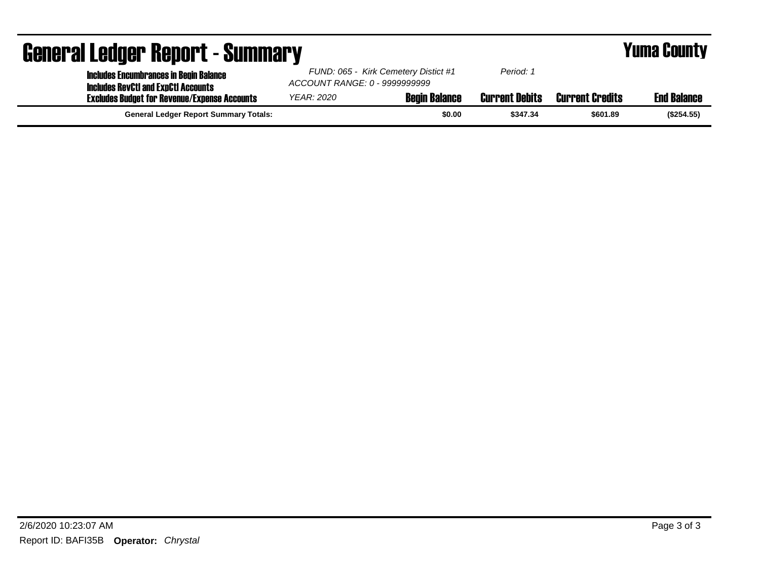# General Ledger Report - Summary

## Yuma County

**Includes Encumbrances in Begin Balance**
**Includes RevCtl and ExpCtl Accounts**
**Excludes Budget for Revenue/Expense Accounts**

*FUND: 065 - Kirk Cemetery Distict #1*
*ACCOUNT RANGE: 0 - 9999999999*
*YEAR: 2020*
*Period: 1*

| | Begin Balance | Current Debits | Current Credits | End Balance |
|---|---|---|---|---|
| **General Ledger Report Summary Totals:** | **$0.00** | **$347.34** | **$601.89** | **($254.55)** |

2/6/2020 10:23:07 AM

Report ID: BAFI35B **Operator:** *Chrystal*